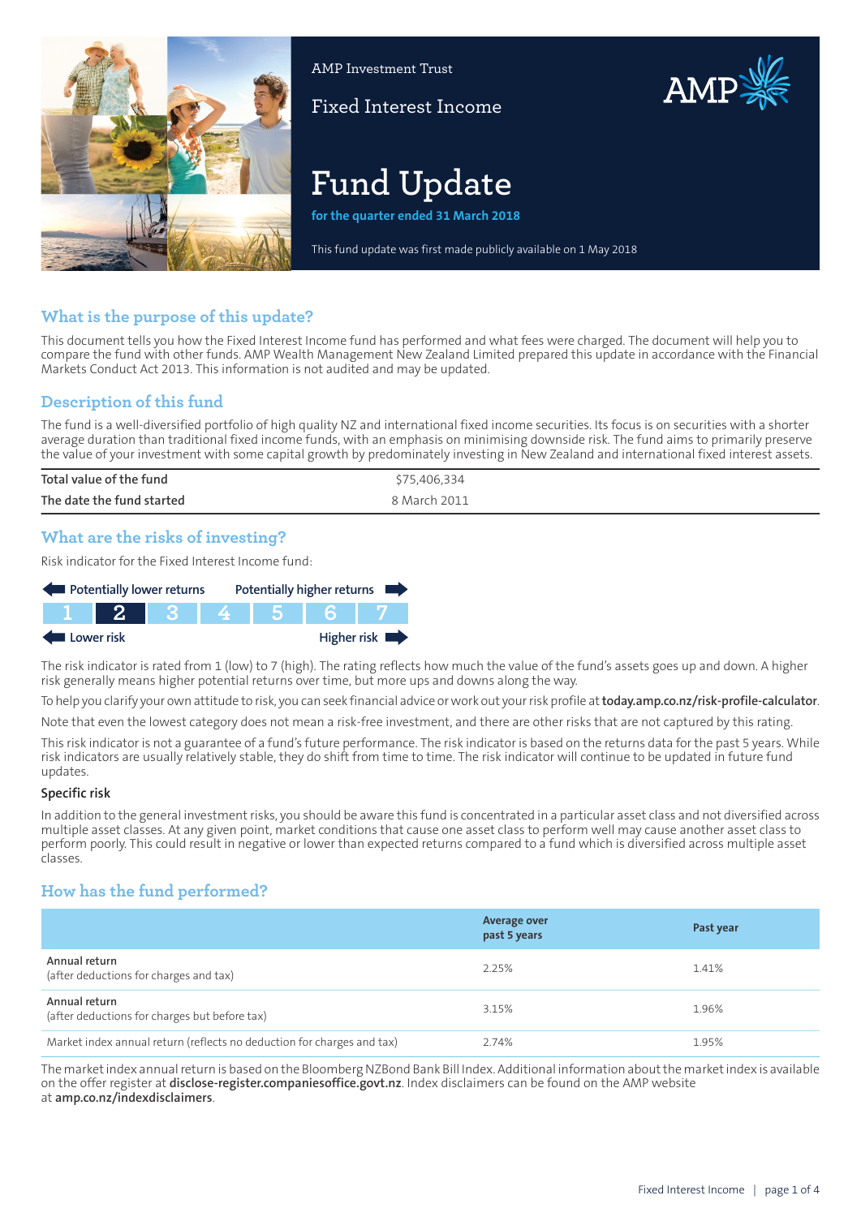AMP Investment Trust

Fixed Interest Income

# Fund Update

**for the quarter ended 31 March 2018**

This fund update was first made publicly available on 1 May 2018

## What is the purpose of this update?

This document tells you how the Fixed Interest Income fund has performed and what fees were charged. The document will help you to compare the fund with other funds. AMP Wealth Management New Zealand Limited prepared this update in accordance with the Financial Markets Conduct Act 2013. This information is not audited and may be updated.

## Description of this fund

The fund is a well-diversified portfolio of high quality NZ and international fixed income securities. Its focus is on securities with a shorter average duration than traditional fixed income funds, with an emphasis on minimising downside risk. The fund aims to primarily preserve the value of your investment with some capital growth by predominately investing in New Zealand and international fixed interest assets.

| | |
|---|---|
| Total value of the fund | $75,406,334 |
| The date the fund started | 8 March 2011 |

## What are the risks of investing?

Risk indicator for the Fixed Interest Income fund:

Potentially lower returns ← → Potentially higher returns

| 1 | **2** | 3 | 4 | 5 | 6 | 7 |
|---|---|---|---|---|---|---|

Lower risk ← → Higher risk

The risk indicator is rated from 1 (low) to 7 (high). The rating reflects how much the value of the fund's assets goes up and down. A higher risk generally means higher potential returns over time, but more ups and downs along the way.

To help you clarify your own attitude to risk, you can seek financial advice or work out your risk profile at **today.amp.co.nz/risk-profile-calculator**.

Note that even the lowest category does not mean a risk-free investment, and there are other risks that are not captured by this rating.

This risk indicator is not a guarantee of a fund's future performance. The risk indicator is based on the returns data for the past 5 years. While risk indicators are usually relatively stable, they do shift from time to time. The risk indicator will continue to be updated in future fund updates.

### Specific risk

In addition to the general investment risks, you should be aware this fund is concentrated in a particular asset class and not diversified across multiple asset classes. At any given point, market conditions that cause one asset class to perform well may cause another asset class to perform poorly. This could result in negative or lower than expected returns compared to a fund which is diversified across multiple asset classes.

## How has the fund performed?

| | Average over past 5 years | Past year |
|---|---|---|
| **Annual return** (after deductions for charges and tax) | 2.25% | 1.41% |
| **Annual return** (after deductions for charges but before tax) | 3.15% | 1.96% |
| Market index annual return (reflects no deduction for charges and tax) | 2.74% | 1.95% |

The market index annual return is based on the Bloomberg NZBond Bank Bill Index. Additional information about the market index is available on the offer register at **disclose-register.companiesoffice.govt.nz**. Index disclaimers can be found on the AMP website at **amp.co.nz/indexdisclaimers**.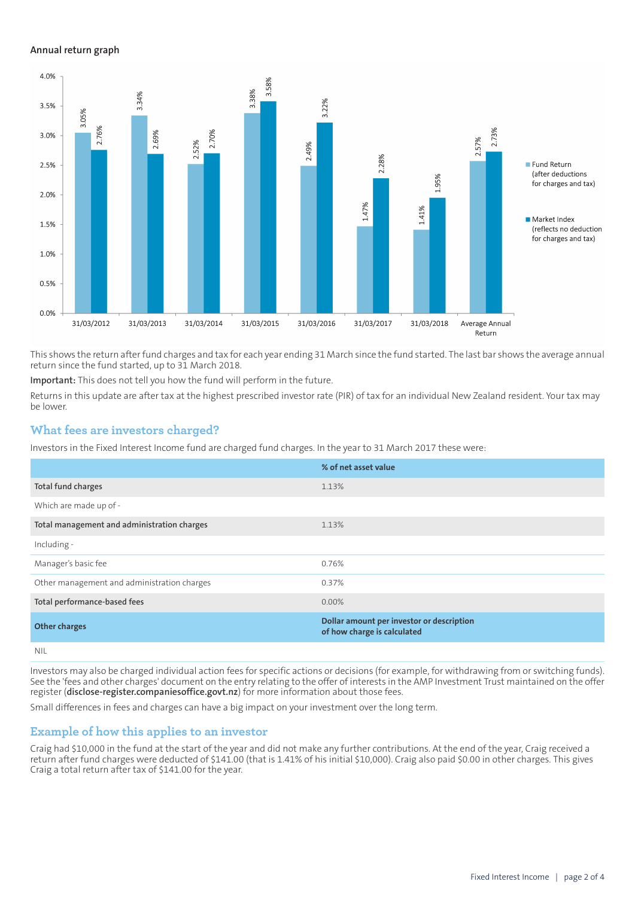### Annual return graph

| | Fund Return (after deductions for charges and tax) | Market Index (reflects no deduction for charges and tax) |
|---|---|---|
| 31/03/2012 | 3.05% | 2.76% |
| 31/03/2013 | 3.34% | 2.69% |
| 31/03/2014 | 2.52% | 2.70% |
| 31/03/2015 | 3.38% | 3.58% |
| 31/03/2016 | 2.49% | 3.22% |
| 31/03/2017 | 1.47% | 2.28% |
| 31/03/2018 | 1.41% | 1.95% |
| Average Annual Return | 2.57% | 2.73% |

This shows the return after fund charges and tax for each year ending 31 March since the fund started. The last bar shows the average annual return since the fund started, up to 31 March 2018.

**Important:** This does not tell you how the fund will perform in the future.

Returns in this update are after tax at the highest prescribed investor rate (PIR) of tax for an individual New Zealand resident. Your tax may be lower.

## What fees are investors charged?

Investors in the Fixed Interest Income fund are charged fund charges. In the year to 31 March 2017 these were:

| | % of net asset value |
|---|---|
| **Total fund charges** | 1.13% |
| Which are made up of - | |
| **Total management and administration charges** | 1.13% |
| Including - | |
| Manager's basic fee | 0.76% |
| Other management and administration charges | 0.37% |
| **Total performance-based fees** | 0.00% |
| **Other charges** | **Dollar amount per investor or description of how charge is calculated** |
| NIL | |

Investors may also be charged individual action fees for specific actions or decisions (for example, for withdrawing from or switching funds). See the 'fees and other charges' document on the entry relating to the offer of interests in the AMP Investment Trust maintained on the offer register (**disclose-register.companiesoffice.govt.nz**) for more information about those fees.

Small differences in fees and charges can have a big impact on your investment over the long term.

## Example of how this applies to an investor

Craig had $10,000 in the fund at the start of the year and did not make any further contributions. At the end of the year, Craig received a return after fund charges were deducted of $141.00 (that is 1.41% of his initial $10,000). Craig also paid $0.00 in other charges. This gives Craig a total return after tax of $141.00 for the year.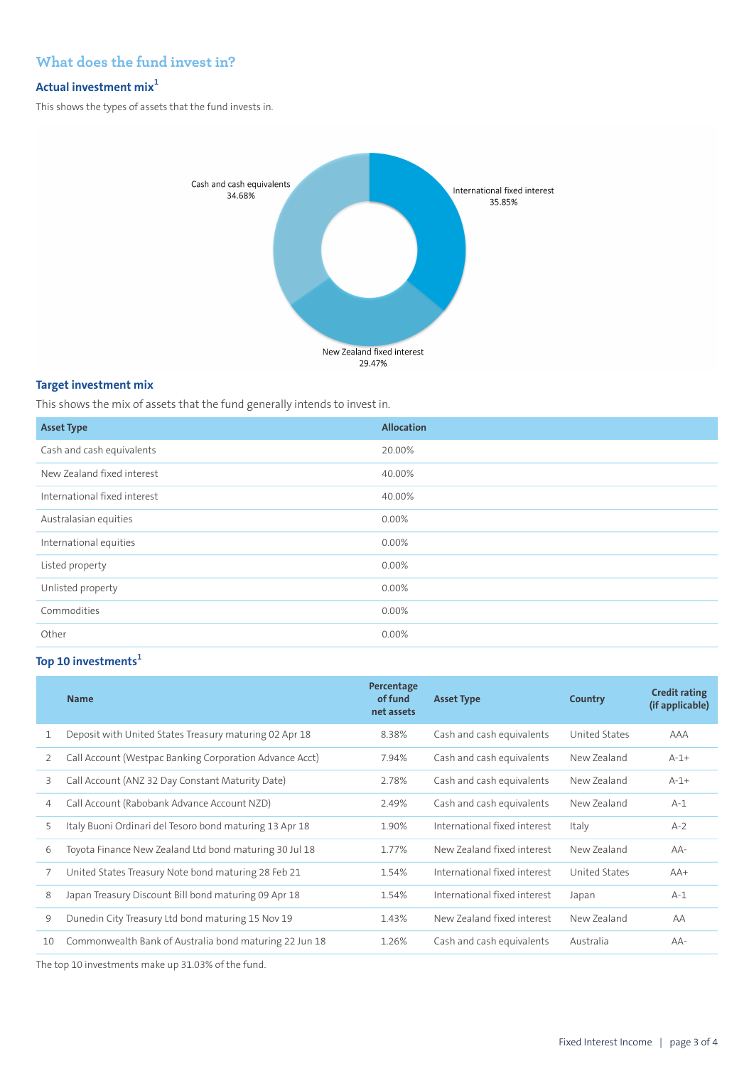## What does the fund invest in?

### Actual investment mix[1]

This shows the types of assets that the fund invests in.

Cash and cash equivalents
34.68%

International fixed interest
35.85%

New Zealand fixed interest
29.47%

### Target investment mix

This shows the mix of assets that the fund generally intends to invest in.

| Asset Type | Allocation |
|---|---|
| Cash and cash equivalents | 20.00% |
| New Zealand fixed interest | 40.00% |
| International fixed interest | 40.00% |
| Australasian equities | 0.00% |
| International equities | 0.00% |
| Listed property | 0.00% |
| Unlisted property | 0.00% |
| Commodities | 0.00% |
| Other | 0.00% |

### Top 10 investments[1]

| | Name | Percentage of fund net assets | Asset Type | Country | Credit rating (if applicable) |
|---|---|---|---|---|---|
| 1 | Deposit with United States Treasury maturing 02 Apr 18 | 8.38% | Cash and cash equivalents | United States | AAA |
| 2 | Call Account (Westpac Banking Corporation Advance Acct) | 7.94% | Cash and cash equivalents | New Zealand | A-1+ |
| 3 | Call Account (ANZ 32 Day Constant Maturity Date) | 2.78% | Cash and cash equivalents | New Zealand | A-1+ |
| 4 | Call Account (Rabobank Advance Account NZD) | 2.49% | Cash and cash equivalents | New Zealand | A-1 |
| 5 | Italy Buoni Ordinari del Tesoro bond maturing 13 Apr 18 | 1.90% | International fixed interest | Italy | A-2 |
| 6 | Toyota Finance New Zealand Ltd bond maturing 30 Jul 18 | 1.77% | New Zealand fixed interest | New Zealand | AA- |
| 7 | United States Treasury Note bond maturing 28 Feb 21 | 1.54% | International fixed interest | United States | AA+ |
| 8 | Japan Treasury Discount Bill bond maturing 09 Apr 18 | 1.54% | International fixed interest | Japan | A-1 |
| 9 | Dunedin City Treasury Ltd bond maturing 15 Nov 19 | 1.43% | New Zealand fixed interest | New Zealand | AA |
| 10 | Commonwealth Bank of Australia bond maturing 22 Jun 18 | 1.26% | Cash and cash equivalents | Australia | AA- |

The top 10 investments make up 31.03% of the fund.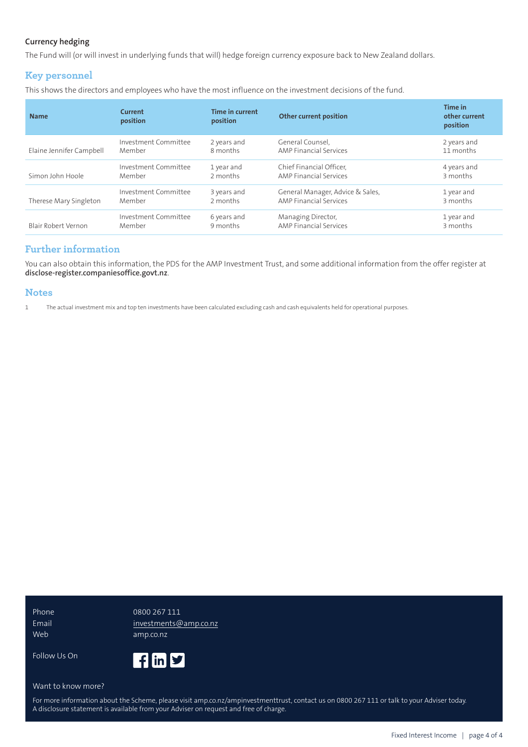**Currency hedging**

The Fund will (or will invest in underlying funds that will) hedge foreign currency exposure back to New Zealand dollars.

## Key personnel

This shows the directors and employees who have the most influence on the investment decisions of the fund.

| Name | Current position | Time in current position | Other current position | Time in other current position |
|---|---|---|---|---|
| Elaine Jennifer Campbell | Investment Committee Member | 2 years and 8 months | General Counsel, AMP Financial Services | 2 years and 11 months |
| Simon John Hoole | Investment Committee Member | 1 year and 2 months | Chief Financial Officer, AMP Financial Services | 4 years and 3 months |
| Therese Mary Singleton | Investment Committee Member | 3 years and 2 months | General Manager, Advice & Sales, AMP Financial Services | 1 year and 3 months |
| Blair Robert Vernon | Investment Committee Member | 6 years and 9 months | Managing Director, AMP Financial Services | 1 year and 3 months |

## Further information

You can also obtain this information, the PDS for the AMP Investment Trust, and some additional information from the offer register at **disclose-register.companiesoffice.govt.nz**.

## Notes

1 The actual investment mix and top ten investments have been calculated excluding cash and cash equivalents held for operational purposes.

Phone 0800 267 111
Email investments@amp.co.nz
Web amp.co.nz

Follow Us On

Want to know more?

For more information about the Scheme, please visit amp.co.nz/ampinvestmenttrust, contact us on 0800 267 111 or talk to your Adviser today. A disclosure statement is available from your Adviser on request and free of charge.